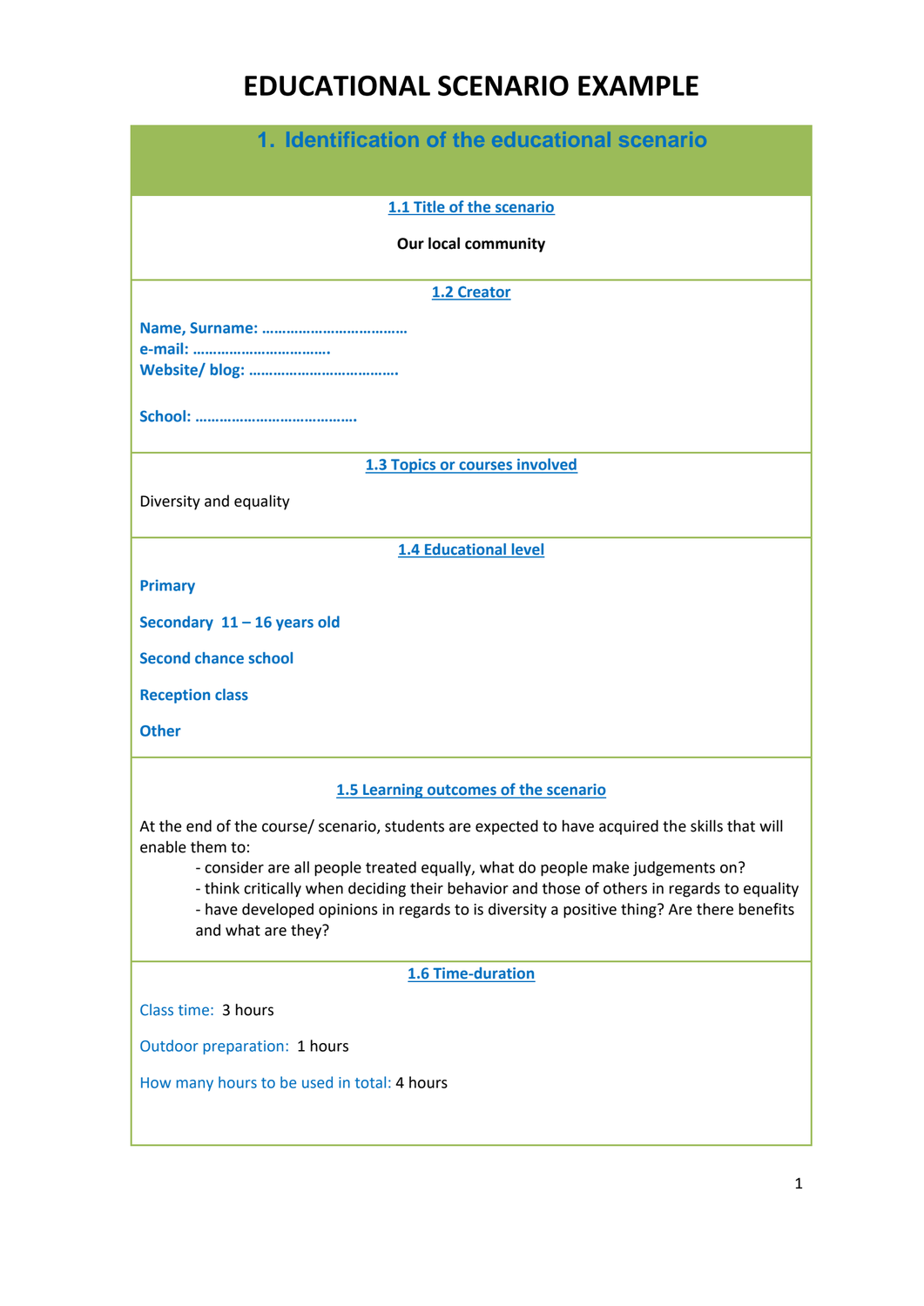# EDUCATIONAL SCENARIO EXAMPLE

## 1. Identification of the educational scenario

### 1.1 Title of the scenario

**Our local community**

### 1.2 Creator

**Name, Surname: ………………………………**
**e-mail: …………………………….**
**Website/ blog: ……………………………….**

**School: …………………………………**

### 1.3 Topics or courses involved

Diversity and equality

### 1.4 Educational level

**Primary**

**Secondary 11 – 16 years old**

**Second chance school**

**Reception class**

**Other**

### 1.5 Learning outcomes of the scenario

At the end of the course/ scenario, students are expected to have acquired the skills that will enable them to:

- consider are all people treated equally, what do people make judgements on?
- think critically when deciding their behavior and those of others in regards to equality
- have developed opinions in regards to is diversity a positive thing? Are there benefits and what are they?

### 1.6 Time-duration

Class time: 3 hours

Outdoor preparation: 1 hours

How many hours to be used in total: 4 hours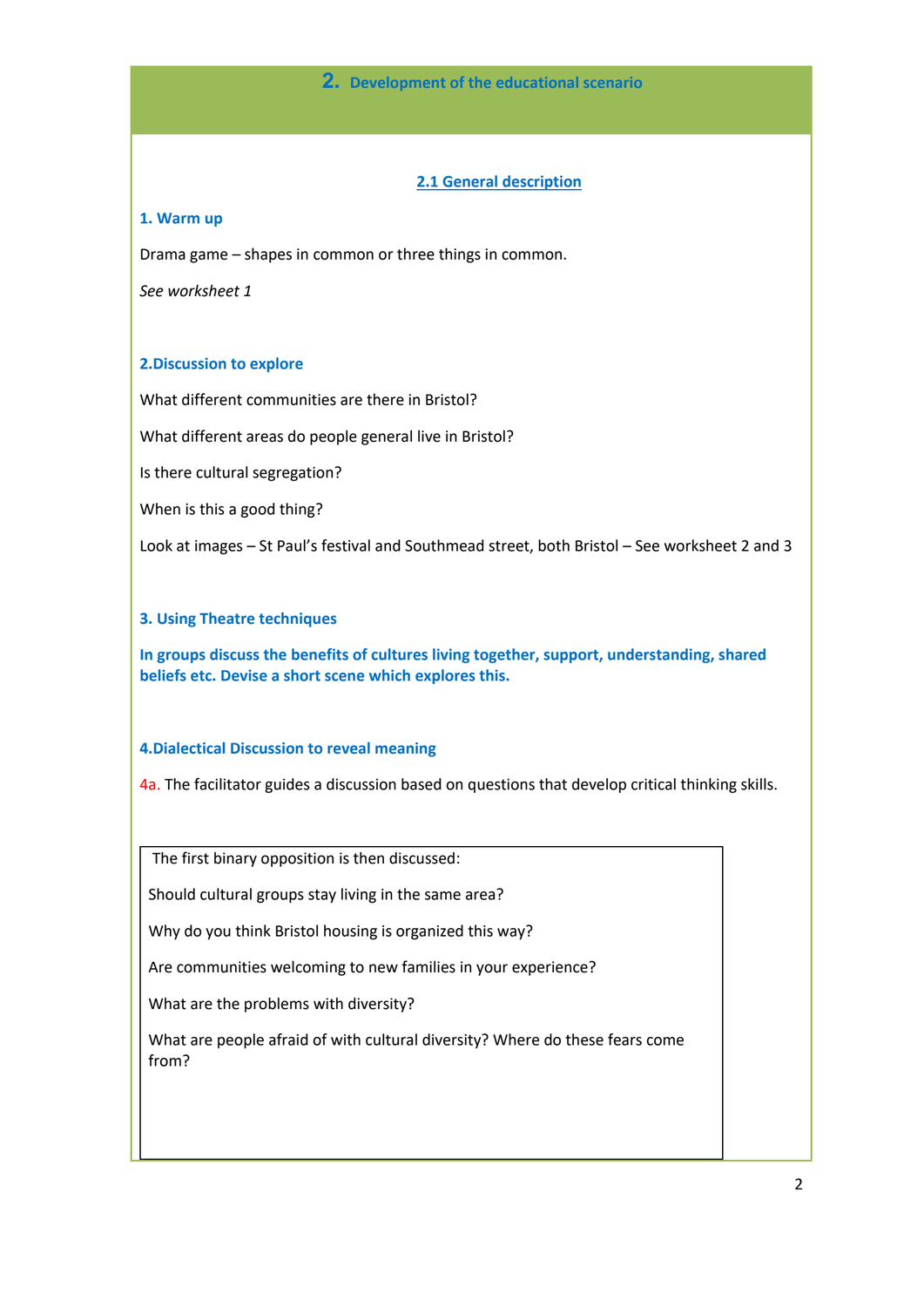## 2. Development of the educational scenario

### 2.1 General description

**1. Warm up**

Drama game – shapes in common or three things in common.

*See worksheet 1*

**2.Discussion to explore**

What different communities are there in Bristol?

What different areas do people general live in Bristol?

Is there cultural segregation?

When is this a good thing?

Look at images – St Paul's festival and Southmead street, both Bristol – See worksheet 2 and 3

**3. Using Theatre techniques**

**In groups discuss the benefits of cultures living together, support, understanding, shared beliefs etc. Devise a short scene which explores this.**

**4.Dialectical Discussion to reveal meaning**

4a. The facilitator guides a discussion based on questions that develop critical thinking skills.

The first binary opposition is then discussed:

Should cultural groups stay living in the same area?

Why do you think Bristol housing is organized this way?

Are communities welcoming to new families in your experience?

What are the problems with diversity?

What are people afraid of with cultural diversity? Where do these fears come from?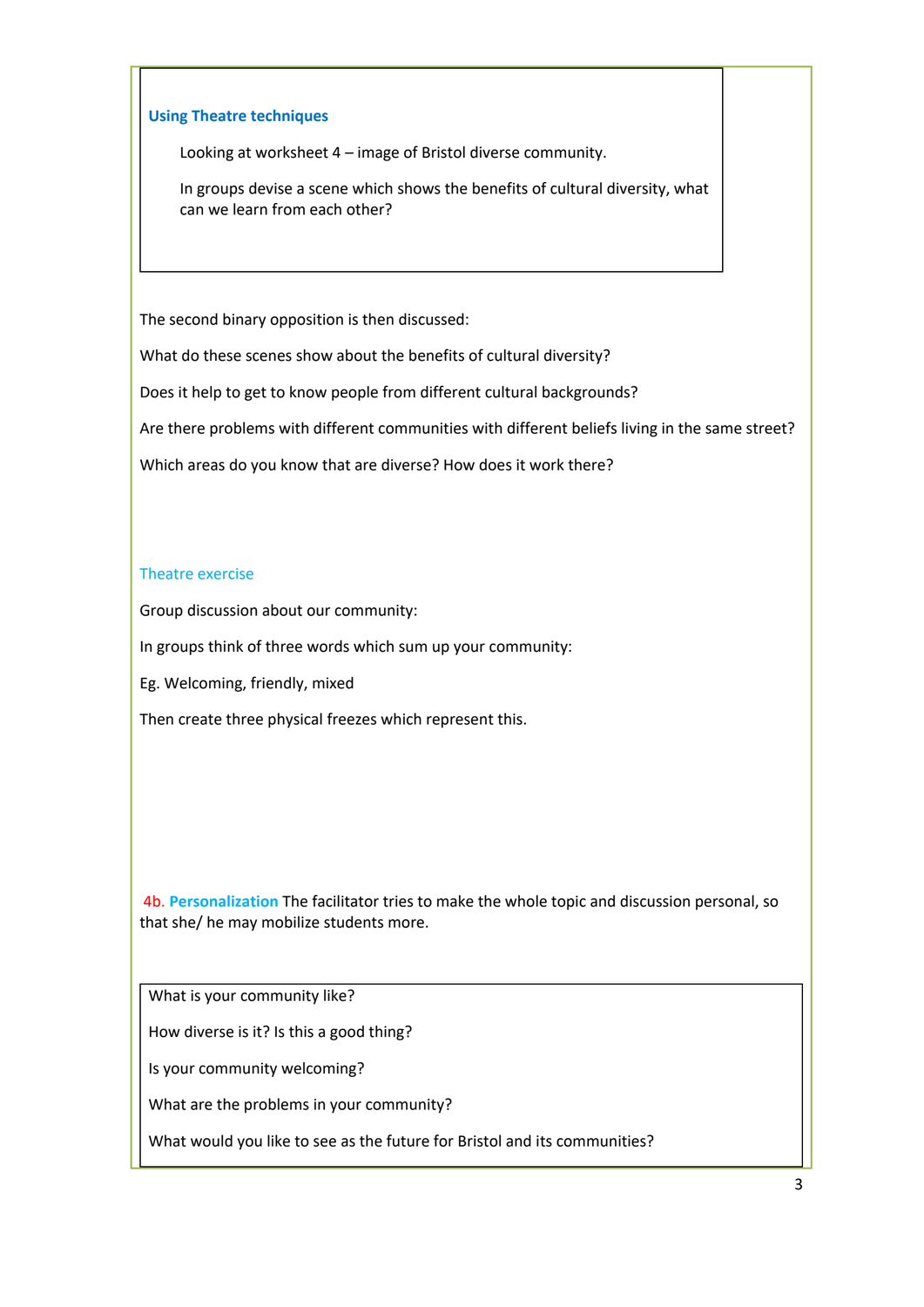### Using Theatre techniques

Looking at worksheet 4 – image of Bristol diverse community.

In groups devise a scene which shows the benefits of cultural diversity, what can we learn from each other?

The second binary opposition is then discussed:

What do these scenes show about the benefits of cultural diversity?

Does it help to get to know people from different cultural backgrounds?

Are there problems with different communities with different beliefs living in the same street?

Which areas do you know that are diverse? How does it work there?

### Theatre exercise

Group discussion about our community:

In groups think of three words which sum up your community:

Eg. Welcoming, friendly, mixed

Then create three physical freezes which represent this.

4b. **Personalization** The facilitator tries to make the whole topic and discussion personal, so that she/ he may mobilize students more.

What is your community like?

How diverse is it? Is this a good thing?

Is your community welcoming?

What are the problems in your community?

What would you like to see as the future for Bristol and its communities?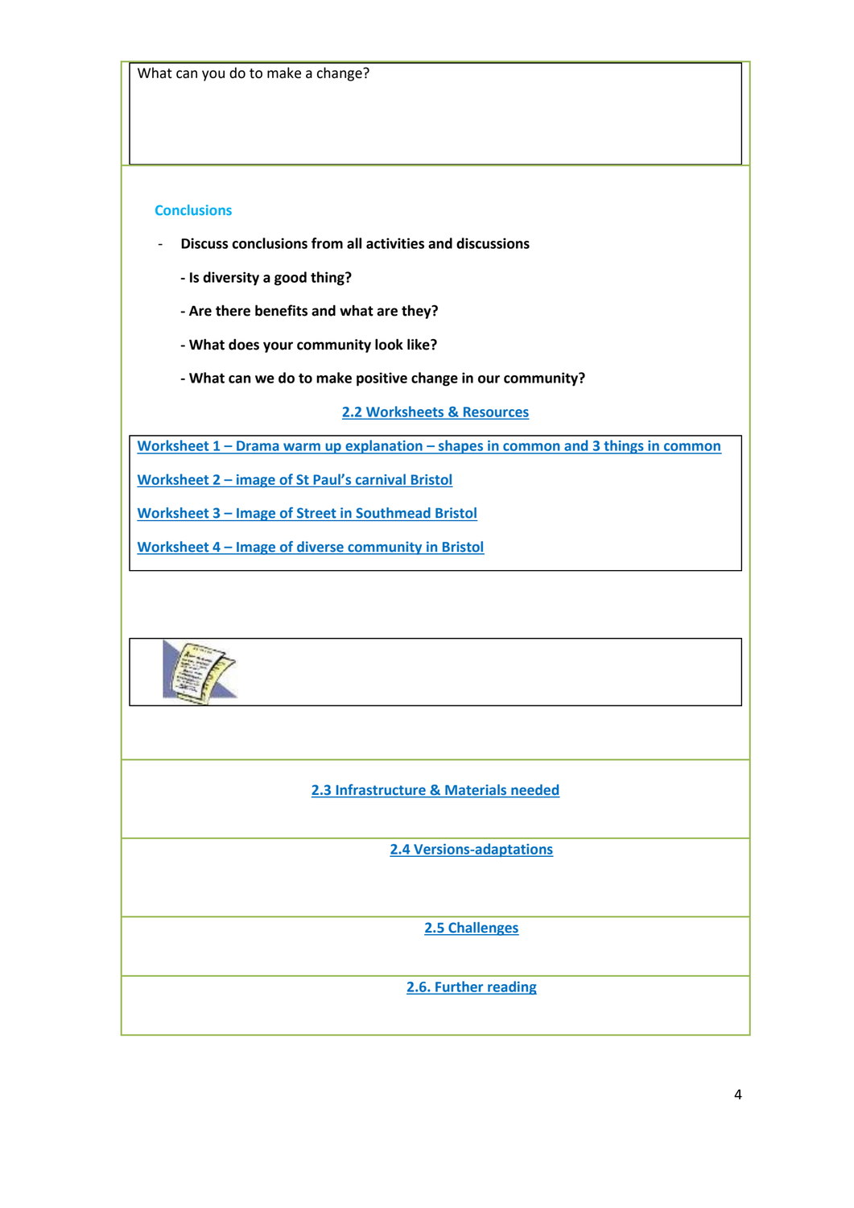What can you do to make a change?

### Conclusions

- **Discuss conclusions from all activities and discussions**
  - **Is diversity a good thing?**
  - **Are there benefits and what are they?**
  - **What does your community look like?**
  - **What can we do to make positive change in our community?**

## 2.2 Worksheets & Resources

Worksheet 1 – Drama warm up explanation – shapes in common and 3 things in common

Worksheet 2 – image of St Paul's carnival Bristol

Worksheet 3 – Image of Street in Southmead Bristol

Worksheet 4 – Image of diverse community in Bristol

## 2.3 Infrastructure & Materials needed

## 2.4 Versions-adaptations

## 2.5 Challenges

## 2.6. Further reading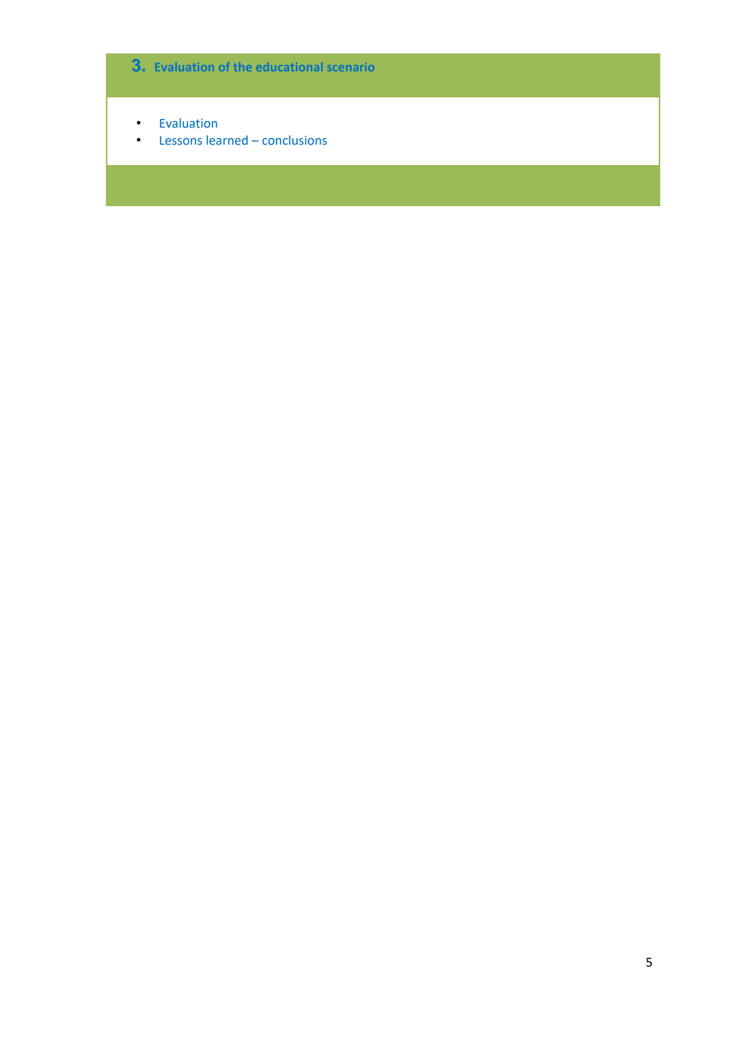## 3. Evaluation of the educational scenario

- Evaluation
- Lessons learned – conclusions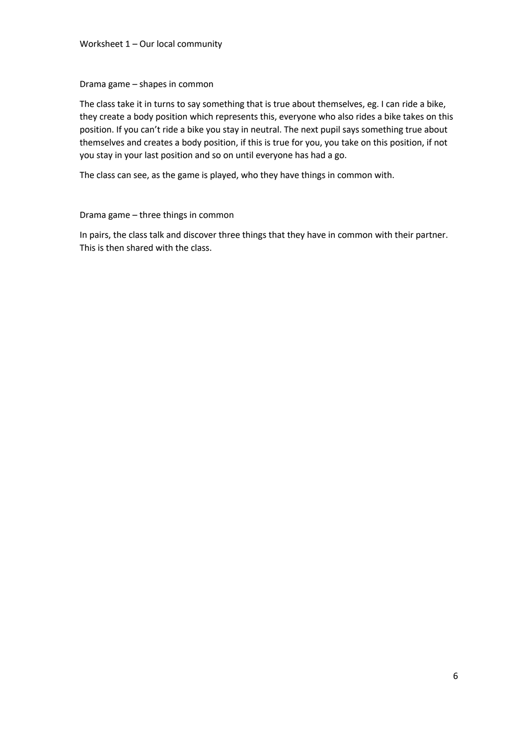# Worksheet 1 – Our local community

## Drama game – shapes in common

The class take it in turns to say something that is true about themselves, eg. I can ride a bike, they create a body position which represents this, everyone who also rides a bike takes on this position. If you can't ride a bike you stay in neutral. The next pupil says something true about themselves and creates a body position, if this is true for you, you take on this position, if not you stay in your last position and so on until everyone has had a go.

The class can see, as the game is played, who they have things in common with.

## Drama game – three things in common

In pairs, the class talk and discover three things that they have in common with their partner. This is then shared with the class.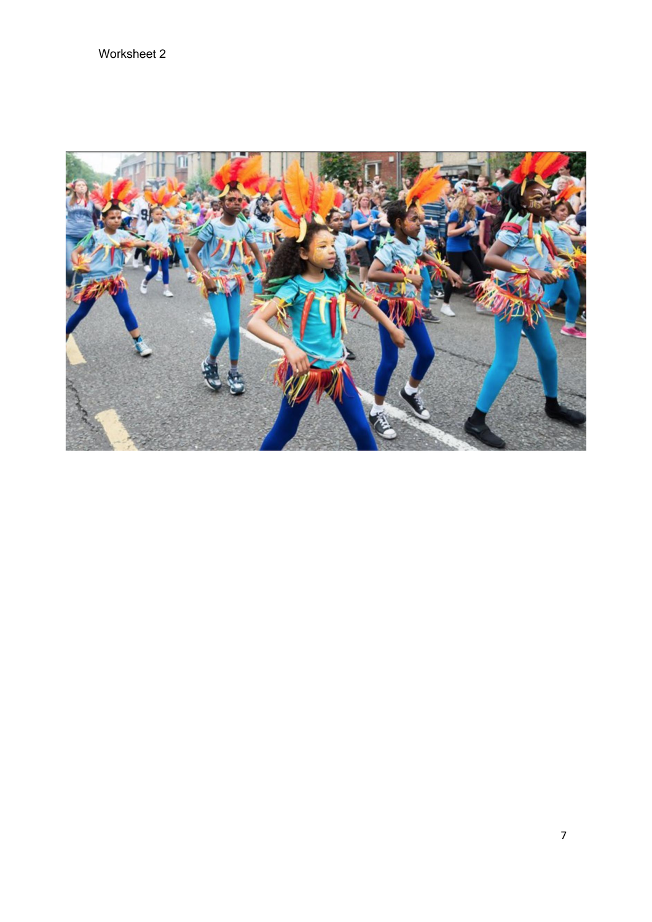Worksheet 2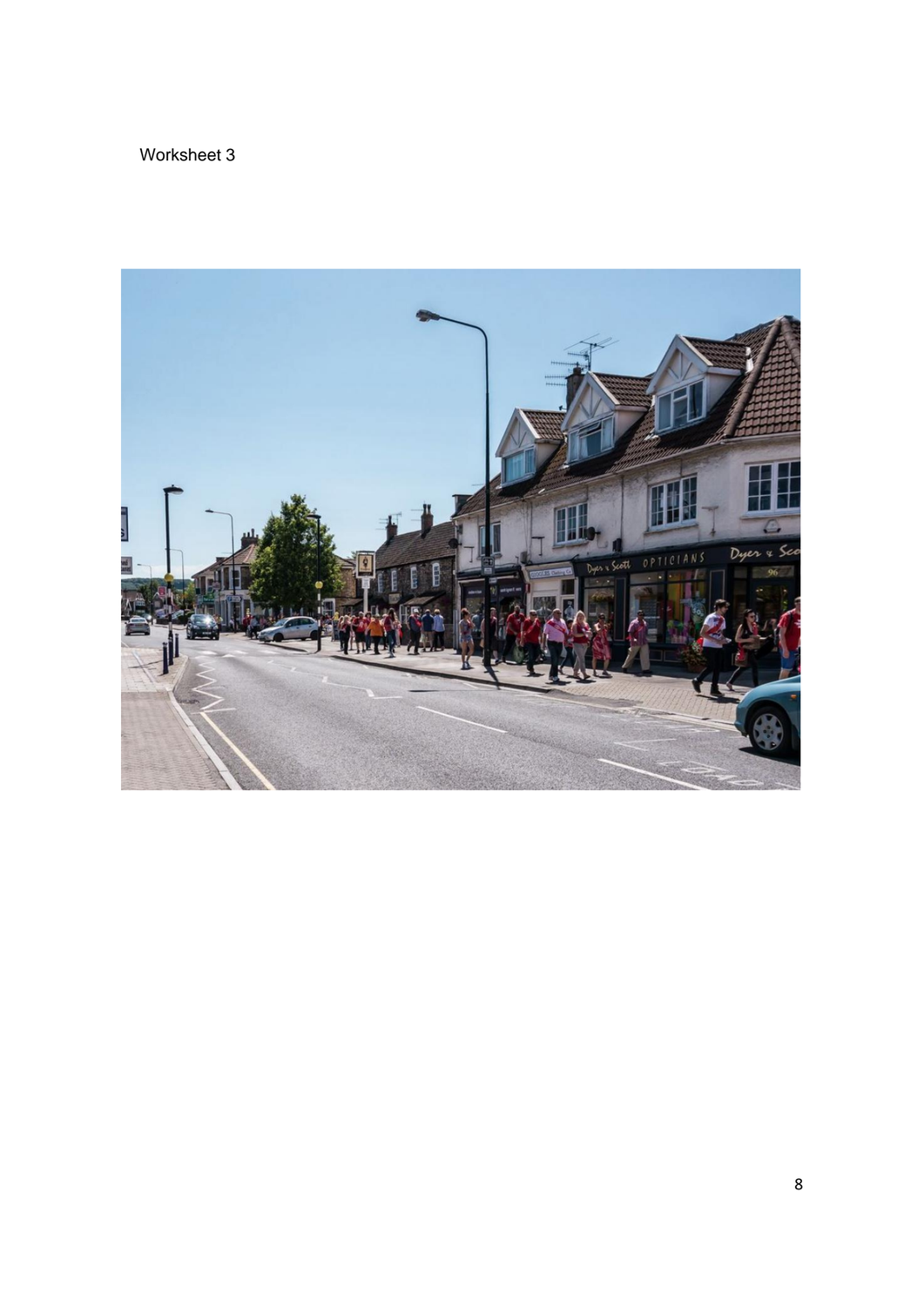Worksheet 3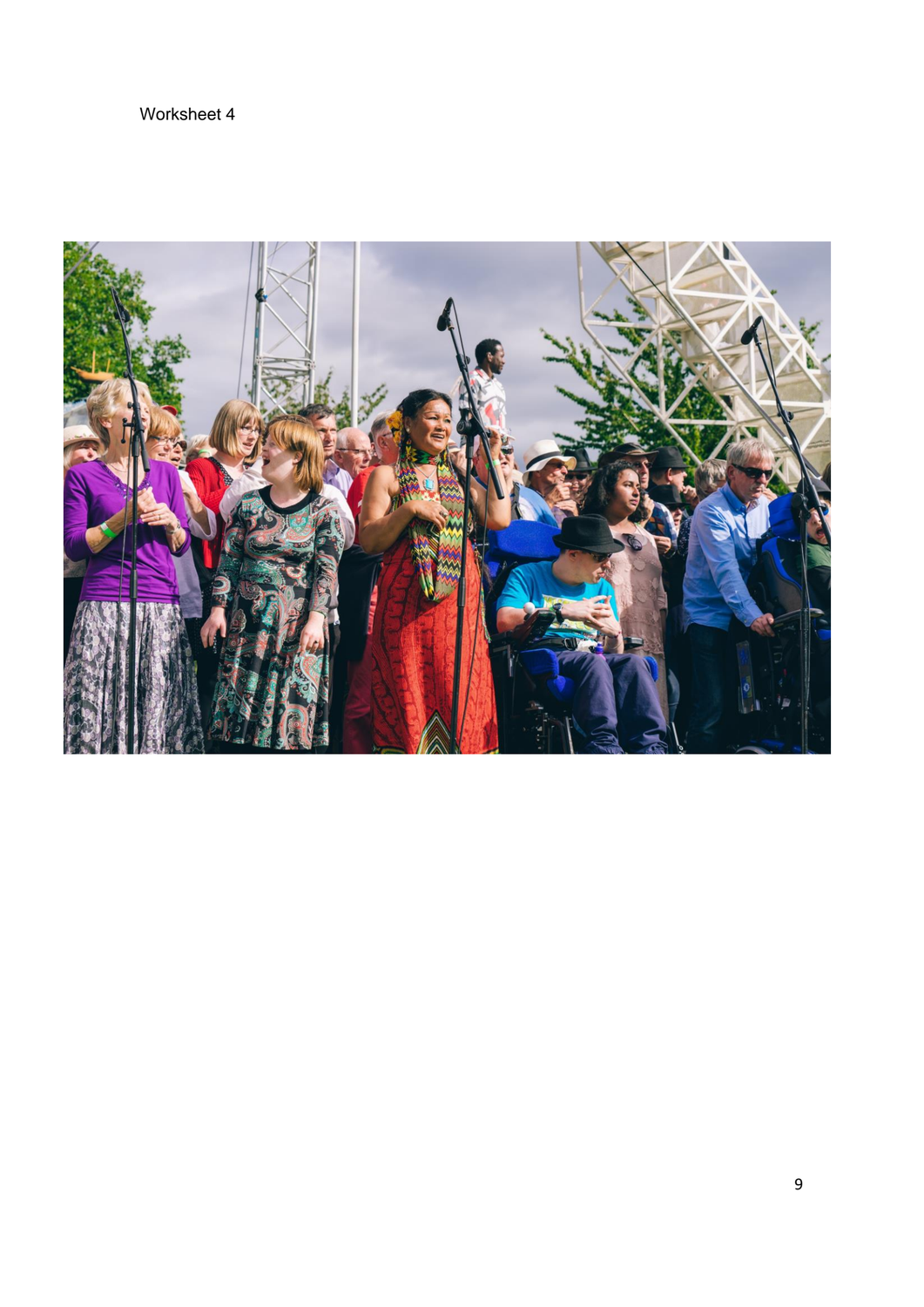Worksheet 4